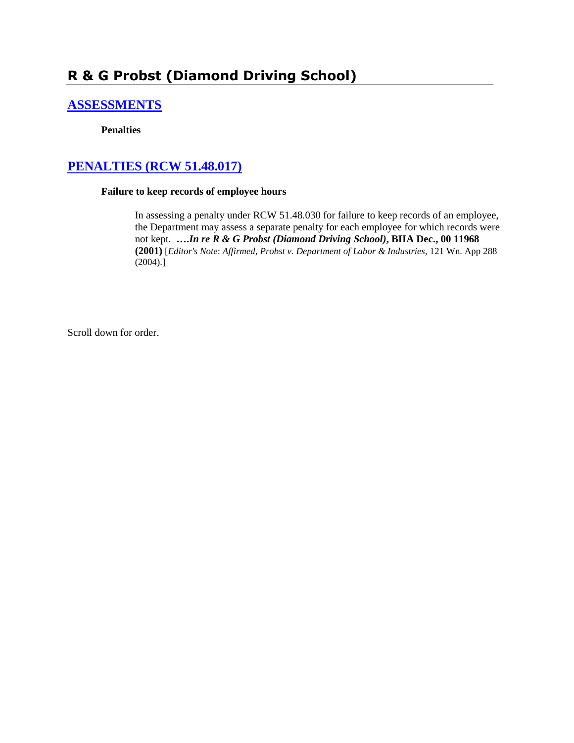# R & G Probst (Diamond Driving School)

## [ASSESSMENTS]

**Penalties**

## [PENALTIES (RCW 51.48.017)]

**Failure to keep records of employee hours**

> In assessing a penalty under RCW 51.48.030 for failure to keep records of an employee, the Department may assess a separate penalty for each employee for which records were not kept. ****….In re R & G Probst (Diamond Driving School)*, BIIA Dec., 00 11968 (2001)** [*Editor's Note*: *Affirmed*, *Probst v. Department of Labor & Industries*, 121 Wn. App 288 (2004).]

Scroll down for order.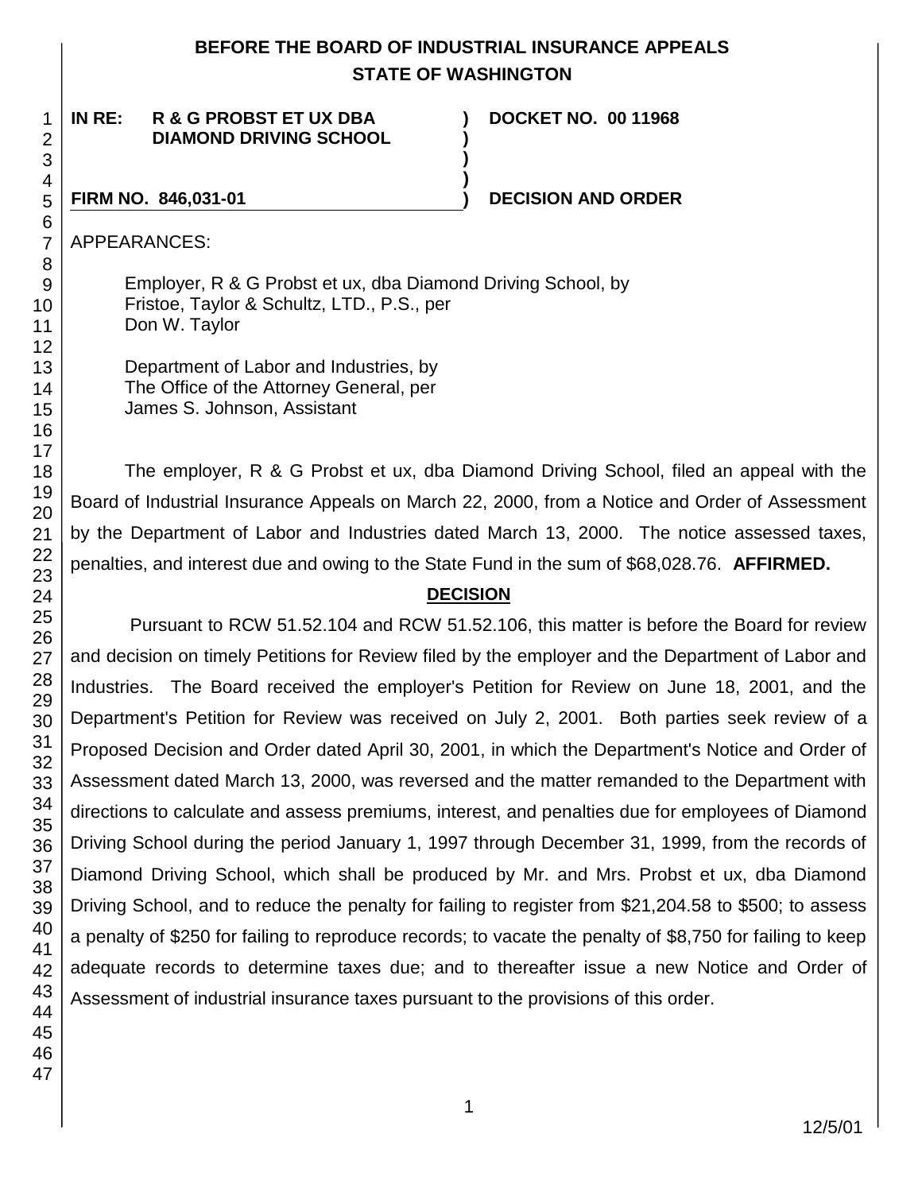# BEFORE THE BOARD OF INDUSTRIAL INSURANCE APPEALS
# STATE OF WASHINGTON

**IN RE: R & G PROBST ET UX DBA DIAMOND DRIVING SCHOOL** ) **DOCKET NO. 00 11968**

**FIRM NO. 846,031-01** ) **DECISION AND ORDER**

APPEARANCES:

Employer, R & G Probst et ux, dba Diamond Driving School, by
Fristoe, Taylor & Schultz, LTD., P.S., per
Don W. Taylor

Department of Labor and Industries, by
The Office of the Attorney General, per
James S. Johnson, Assistant

The employer, R & G Probst et ux, dba Diamond Driving School, filed an appeal with the Board of Industrial Insurance Appeals on March 22, 2000, from a Notice and Order of Assessment by the Department of Labor and Industries dated March 13, 2000. The notice assessed taxes, penalties, and interest due and owing to the State Fund in the sum of $68,028.76. **AFFIRMED.**

## DECISION

Pursuant to RCW 51.52.104 and RCW 51.52.106, this matter is before the Board for review and decision on timely Petitions for Review filed by the employer and the Department of Labor and Industries. The Board received the employer's Petition for Review on June 18, 2001, and the Department's Petition for Review was received on July 2, 2001. Both parties seek review of a Proposed Decision and Order dated April 30, 2001, in which the Department's Notice and Order of Assessment dated March 13, 2000, was reversed and the matter remanded to the Department with directions to calculate and assess premiums, interest, and penalties due for employees of Diamond Driving School during the period January 1, 1997 through December 31, 1999, from the records of Diamond Driving School, which shall be produced by Mr. and Mrs. Probst et ux, dba Diamond Driving School, and to reduce the penalty for failing to register from $21,204.58 to $500; to assess a penalty of $250 for failing to reproduce records; to vacate the penalty of $8,750 for failing to keep adequate records to determine taxes due; and to thereafter issue a new Notice and Order of Assessment of industrial insurance taxes pursuant to the provisions of this order.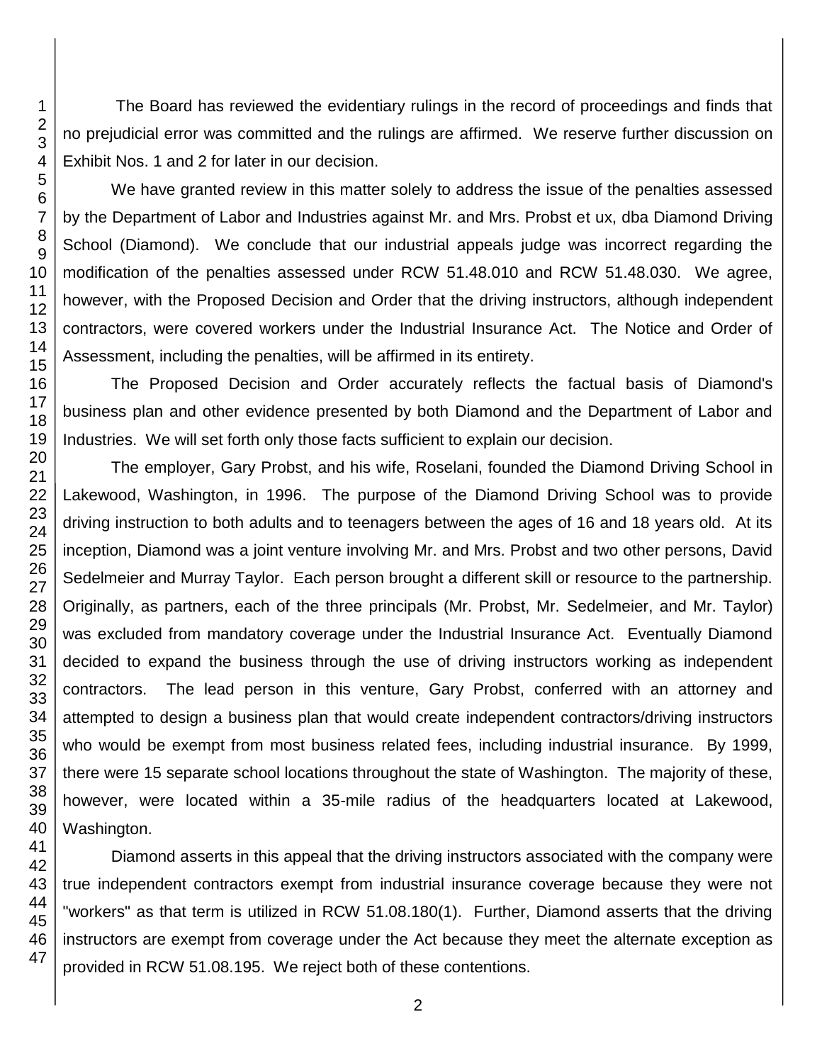The Board has reviewed the evidentiary rulings in the record of proceedings and finds that no prejudicial error was committed and the rulings are affirmed. We reserve further discussion on Exhibit Nos. 1 and 2 for later in our decision.

We have granted review in this matter solely to address the issue of the penalties assessed by the Department of Labor and Industries against Mr. and Mrs. Probst et ux, dba Diamond Driving School (Diamond). We conclude that our industrial appeals judge was incorrect regarding the modification of the penalties assessed under RCW 51.48.010 and RCW 51.48.030. We agree, however, with the Proposed Decision and Order that the driving instructors, although independent contractors, were covered workers under the Industrial Insurance Act. The Notice and Order of Assessment, including the penalties, will be affirmed in its entirety.

The Proposed Decision and Order accurately reflects the factual basis of Diamond's business plan and other evidence presented by both Diamond and the Department of Labor and Industries. We will set forth only those facts sufficient to explain our decision.

The employer, Gary Probst, and his wife, Roselani, founded the Diamond Driving School in Lakewood, Washington, in 1996. The purpose of the Diamond Driving School was to provide driving instruction to both adults and to teenagers between the ages of 16 and 18 years old. At its inception, Diamond was a joint venture involving Mr. and Mrs. Probst and two other persons, David Sedelmeier and Murray Taylor. Each person brought a different skill or resource to the partnership. Originally, as partners, each of the three principals (Mr. Probst, Mr. Sedelmeier, and Mr. Taylor) was excluded from mandatory coverage under the Industrial Insurance Act. Eventually Diamond decided to expand the business through the use of driving instructors working as independent contractors. The lead person in this venture, Gary Probst, conferred with an attorney and attempted to design a business plan that would create independent contractors/driving instructors who would be exempt from most business related fees, including industrial insurance. By 1999, there were 15 separate school locations throughout the state of Washington. The majority of these, however, were located within a 35-mile radius of the headquarters located at Lakewood, Washington.

Diamond asserts in this appeal that the driving instructors associated with the company were true independent contractors exempt from industrial insurance coverage because they were not "workers" as that term is utilized in RCW 51.08.180(1). Further, Diamond asserts that the driving instructors are exempt from coverage under the Act because they meet the alternate exception as provided in RCW 51.08.195. We reject both of these contentions.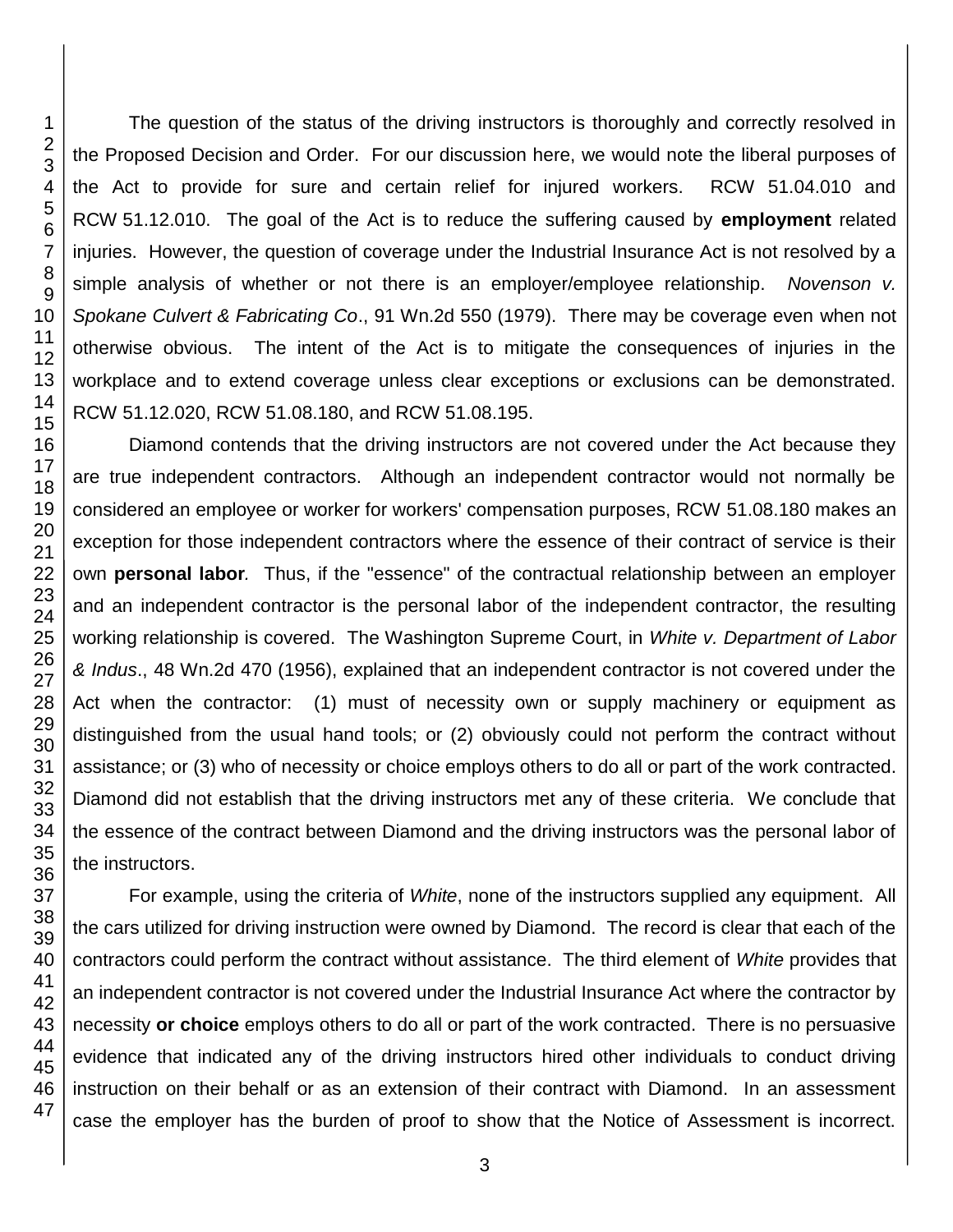The question of the status of the driving instructors is thoroughly and correctly resolved in the Proposed Decision and Order. For our discussion here, we would note the liberal purposes of the Act to provide for sure and certain relief for injured workers. RCW 51.04.010 and RCW 51.12.010. The goal of the Act is to reduce the suffering caused by **employment** related injuries. However, the question of coverage under the Industrial Insurance Act is not resolved by a simple analysis of whether or not there is an employer/employee relationship. *Novenson v. Spokane Culvert & Fabricating Co*., 91 Wn.2d 550 (1979). There may be coverage even when not otherwise obvious. The intent of the Act is to mitigate the consequences of injuries in the workplace and to extend coverage unless clear exceptions or exclusions can be demonstrated. RCW 51.12.020, RCW 51.08.180, and RCW 51.08.195.

Diamond contends that the driving instructors are not covered under the Act because they are true independent contractors. Although an independent contractor would not normally be considered an employee or worker for workers' compensation purposes, RCW 51.08.180 makes an exception for those independent contractors where the essence of their contract of service is their own ***personal labor***. Thus, if the "essence" of the contractual relationship between an employer and an independent contractor is the personal labor of the independent contractor, the resulting working relationship is covered. The Washington Supreme Court, in *White v. Department of Labor & Indus*., 48 Wn.2d 470 (1956), explained that an independent contractor is not covered under the Act when the contractor: (1) must of necessity own or supply machinery or equipment as distinguished from the usual hand tools; or (2) obviously could not perform the contract without assistance; or (3) who of necessity or choice employs others to do all or part of the work contracted. Diamond did not establish that the driving instructors met any of these criteria. We conclude that the essence of the contract between Diamond and the driving instructors was the personal labor of the instructors.

For example, using the criteria of *White*, none of the instructors supplied any equipment. All the cars utilized for driving instruction were owned by Diamond. The record is clear that each of the contractors could perform the contract without assistance. The third element of *White* provides that an independent contractor is not covered under the Industrial Insurance Act where the contractor by necessity **or choice** employs others to do all or part of the work contracted. There is no persuasive evidence that indicated any of the driving instructors hired other individuals to conduct driving instruction on their behalf or as an extension of their contract with Diamond. In an assessment case the employer has the burden of proof to show that the Notice of Assessment is incorrect.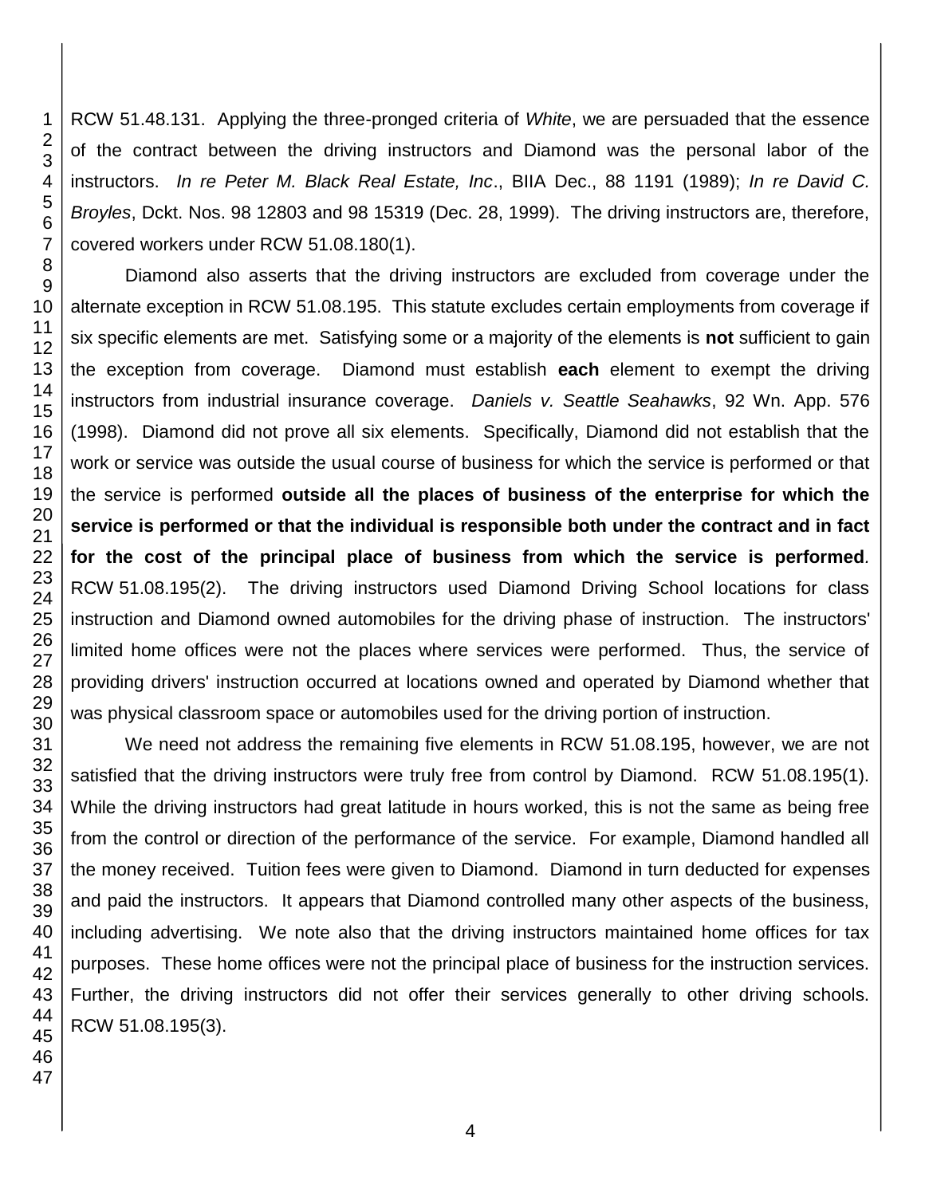RCW 51.48.131. Applying the three-pronged criteria of *White*, we are persuaded that the essence of the contract between the driving instructors and Diamond was the personal labor of the instructors. *In re Peter M. Black Real Estate, Inc*., BIIA Dec., 88 1191 (1989); *In re David C. Broyles*, Dckt. Nos. 98 12803 and 98 15319 (Dec. 28, 1999). The driving instructors are, therefore, covered workers under RCW 51.08.180(1).

Diamond also asserts that the driving instructors are excluded from coverage under the alternate exception in RCW 51.08.195. This statute excludes certain employments from coverage if six specific elements are met. Satisfying some or a majority of the elements is **not** sufficient to gain the exception from coverage. Diamond must establish **each** element to exempt the driving instructors from industrial insurance coverage. *Daniels v. Seattle Seahawks*, 92 Wn. App. 576 (1998). Diamond did not prove all six elements. Specifically, Diamond did not establish that the work or service was outside the usual course of business for which the service is performed or that the service is performed **outside all the places of business of the enterprise for which the service is performed or that the individual is responsible both under the contract and in fact for the cost of the principal place of business from which the service is performed**. RCW 51.08.195(2). The driving instructors used Diamond Driving School locations for class instruction and Diamond owned automobiles for the driving phase of instruction. The instructors' limited home offices were not the places where services were performed. Thus, the service of providing drivers' instruction occurred at locations owned and operated by Diamond whether that was physical classroom space or automobiles used for the driving portion of instruction.

We need not address the remaining five elements in RCW 51.08.195, however, we are not satisfied that the driving instructors were truly free from control by Diamond. RCW 51.08.195(1). While the driving instructors had great latitude in hours worked, this is not the same as being free from the control or direction of the performance of the service. For example, Diamond handled all the money received. Tuition fees were given to Diamond. Diamond in turn deducted for expenses and paid the instructors. It appears that Diamond controlled many other aspects of the business, including advertising. We note also that the driving instructors maintained home offices for tax purposes. These home offices were not the principal place of business for the instruction services. Further, the driving instructors did not offer their services generally to other driving schools. RCW 51.08.195(3).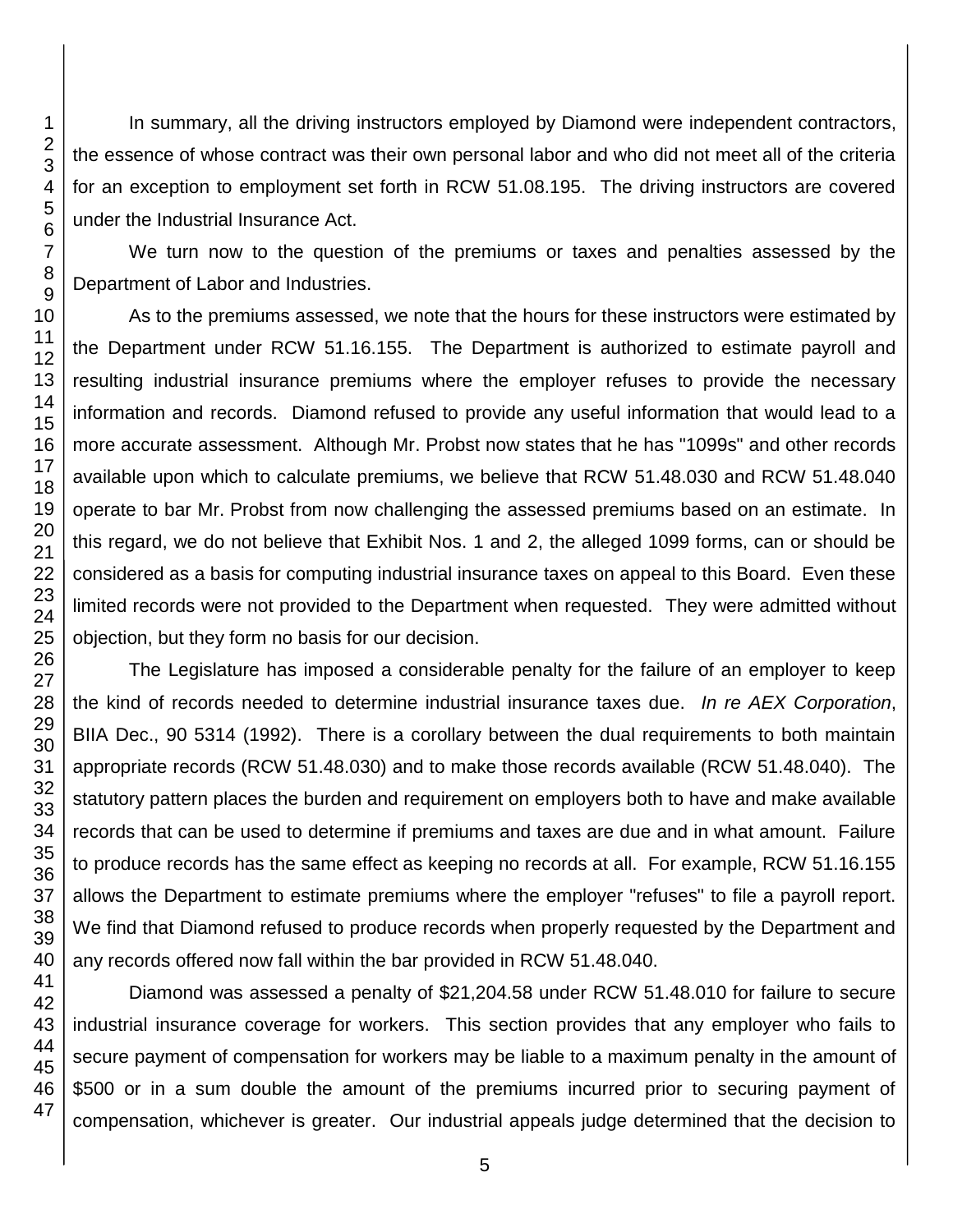In summary, all the driving instructors employed by Diamond were independent contractors, the essence of whose contract was their own personal labor and who did not meet all of the criteria for an exception to employment set forth in RCW 51.08.195. The driving instructors are covered under the Industrial Insurance Act.

We turn now to the question of the premiums or taxes and penalties assessed by the Department of Labor and Industries.

As to the premiums assessed, we note that the hours for these instructors were estimated by the Department under RCW 51.16.155. The Department is authorized to estimate payroll and resulting industrial insurance premiums where the employer refuses to provide the necessary information and records. Diamond refused to provide any useful information that would lead to a more accurate assessment. Although Mr. Probst now states that he has "1099s" and other records available upon which to calculate premiums, we believe that RCW 51.48.030 and RCW 51.48.040 operate to bar Mr. Probst from now challenging the assessed premiums based on an estimate. In this regard, we do not believe that Exhibit Nos. 1 and 2, the alleged 1099 forms, can or should be considered as a basis for computing industrial insurance taxes on appeal to this Board. Even these limited records were not provided to the Department when requested. They were admitted without objection, but they form no basis for our decision.

The Legislature has imposed a considerable penalty for the failure of an employer to keep the kind of records needed to determine industrial insurance taxes due. *In re AEX Corporation*, BIIA Dec., 90 5314 (1992). There is a corollary between the dual requirements to both maintain appropriate records (RCW 51.48.030) and to make those records available (RCW 51.48.040). The statutory pattern places the burden and requirement on employers both to have and make available records that can be used to determine if premiums and taxes are due and in what amount. Failure to produce records has the same effect as keeping no records at all. For example, RCW 51.16.155 allows the Department to estimate premiums where the employer "refuses" to file a payroll report. We find that Diamond refused to produce records when properly requested by the Department and any records offered now fall within the bar provided in RCW 51.48.040.

Diamond was assessed a penalty of $21,204.58 under RCW 51.48.010 for failure to secure industrial insurance coverage for workers. This section provides that any employer who fails to secure payment of compensation for workers may be liable to a maximum penalty in the amount of $500 or in a sum double the amount of the premiums incurred prior to securing payment of compensation, whichever is greater. Our industrial appeals judge determined that the decision to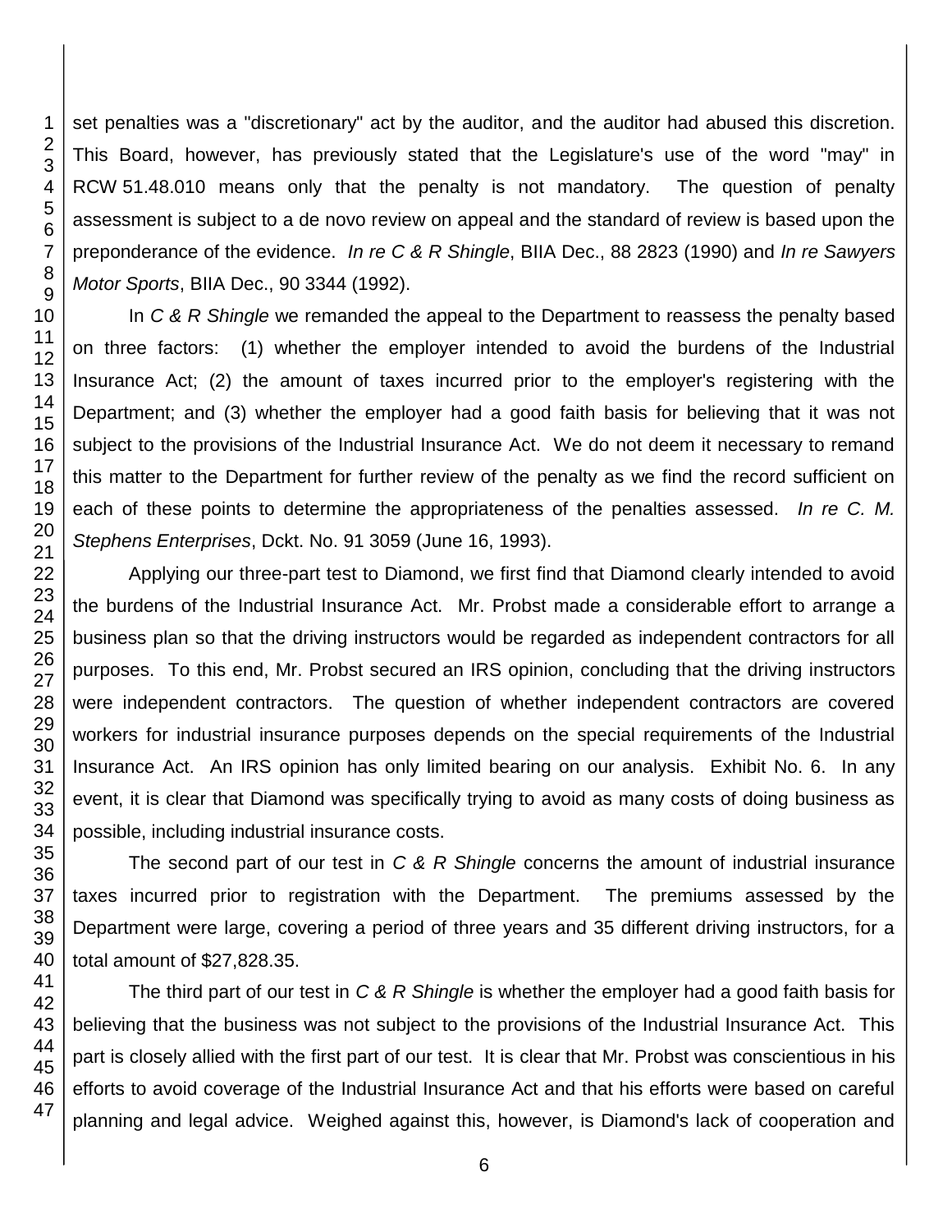set penalties was a "discretionary" act by the auditor, and the auditor had abused this discretion. This Board, however, has previously stated that the Legislature's use of the word "may" in RCW 51.48.010 means only that the penalty is not mandatory. The question of penalty assessment is subject to a de novo review on appeal and the standard of review is based upon the preponderance of the evidence. *In re C & R Shingle*, BIIA Dec., 88 2823 (1990) and *In re Sawyers Motor Sports*, BIIA Dec., 90 3344 (1992).

In *C & R Shingle* we remanded the appeal to the Department to reassess the penalty based on three factors: (1) whether the employer intended to avoid the burdens of the Industrial Insurance Act; (2) the amount of taxes incurred prior to the employer's registering with the Department; and (3) whether the employer had a good faith basis for believing that it was not subject to the provisions of the Industrial Insurance Act. We do not deem it necessary to remand this matter to the Department for further review of the penalty as we find the record sufficient on each of these points to determine the appropriateness of the penalties assessed. *In re C. M. Stephens Enterprises*, Dckt. No. 91 3059 (June 16, 1993).

Applying our three-part test to Diamond, we first find that Diamond clearly intended to avoid the burdens of the Industrial Insurance Act. Mr. Probst made a considerable effort to arrange a business plan so that the driving instructors would be regarded as independent contractors for all purposes. To this end, Mr. Probst secured an IRS opinion, concluding that the driving instructors were independent contractors. The question of whether independent contractors are covered workers for industrial insurance purposes depends on the special requirements of the Industrial Insurance Act. An IRS opinion has only limited bearing on our analysis. Exhibit No. 6. In any event, it is clear that Diamond was specifically trying to avoid as many costs of doing business as possible, including industrial insurance costs.

The second part of our test in *C & R Shingle* concerns the amount of industrial insurance taxes incurred prior to registration with the Department. The premiums assessed by the Department were large, covering a period of three years and 35 different driving instructors, for a total amount of $27,828.35.

The third part of our test in *C & R Shingle* is whether the employer had a good faith basis for believing that the business was not subject to the provisions of the Industrial Insurance Act. This part is closely allied with the first part of our test. It is clear that Mr. Probst was conscientious in his efforts to avoid coverage of the Industrial Insurance Act and that his efforts were based on careful planning and legal advice. Weighed against this, however, is Diamond's lack of cooperation and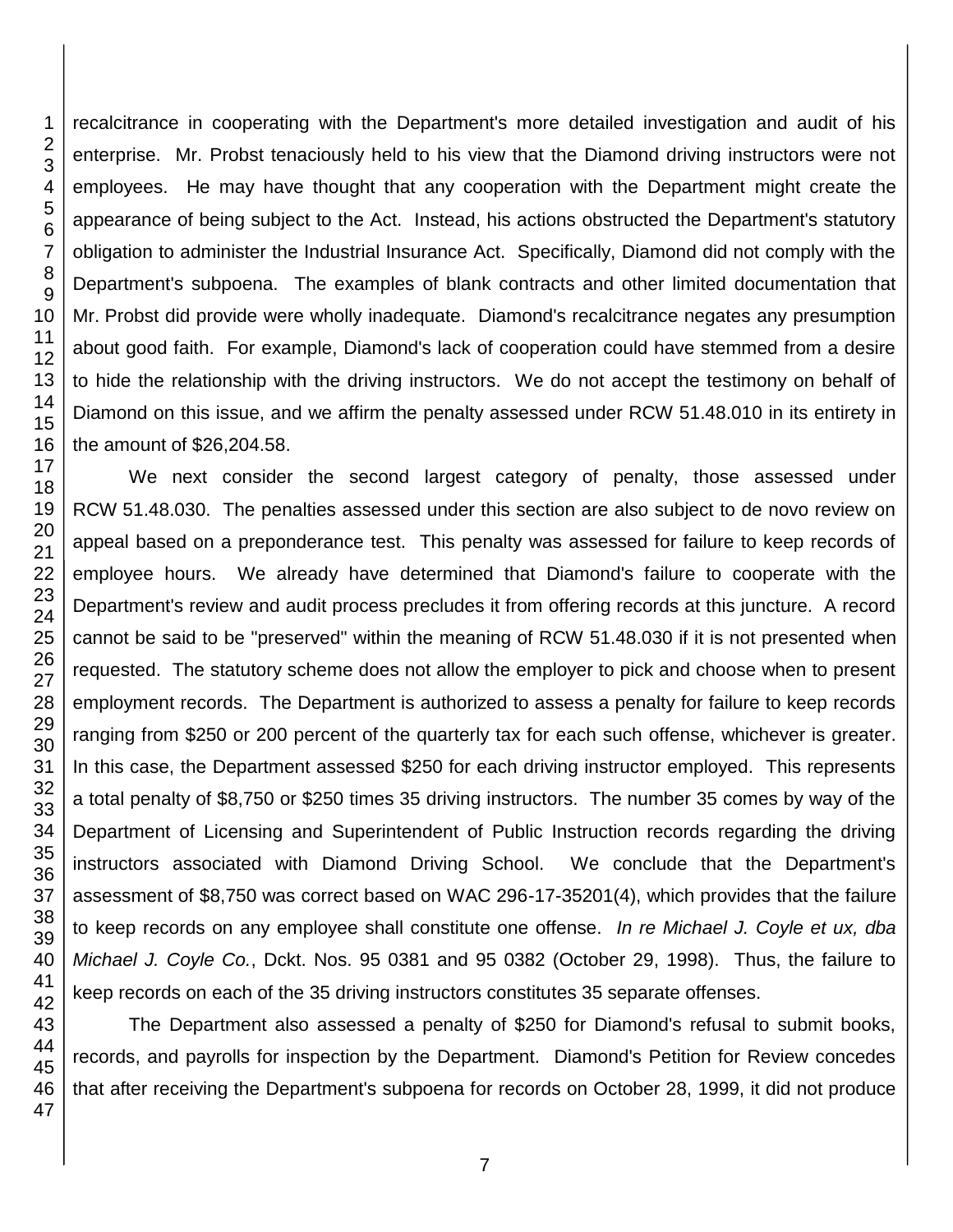recalcitrance in cooperating with the Department's more detailed investigation and audit of his enterprise. Mr. Probst tenaciously held to his view that the Diamond driving instructors were not employees. He may have thought that any cooperation with the Department might create the appearance of being subject to the Act. Instead, his actions obstructed the Department's statutory obligation to administer the Industrial Insurance Act. Specifically, Diamond did not comply with the Department's subpoena. The examples of blank contracts and other limited documentation that Mr. Probst did provide were wholly inadequate. Diamond's recalcitrance negates any presumption about good faith. For example, Diamond's lack of cooperation could have stemmed from a desire to hide the relationship with the driving instructors. We do not accept the testimony on behalf of Diamond on this issue, and we affirm the penalty assessed under RCW 51.48.010 in its entirety in the amount of $26,204.58.

We next consider the second largest category of penalty, those assessed under RCW 51.48.030. The penalties assessed under this section are also subject to de novo review on appeal based on a preponderance test. This penalty was assessed for failure to keep records of employee hours. We already have determined that Diamond's failure to cooperate with the Department's review and audit process precludes it from offering records at this juncture. A record cannot be said to be "preserved" within the meaning of RCW 51.48.030 if it is not presented when requested. The statutory scheme does not allow the employer to pick and choose when to present employment records. The Department is authorized to assess a penalty for failure to keep records ranging from $250 or 200 percent of the quarterly tax for each such offense, whichever is greater. In this case, the Department assessed $250 for each driving instructor employed. This represents a total penalty of $8,750 or $250 times 35 driving instructors. The number 35 comes by way of the Department of Licensing and Superintendent of Public Instruction records regarding the driving instructors associated with Diamond Driving School. We conclude that the Department's assessment of $8,750 was correct based on WAC 296-17-35201(4), which provides that the failure to keep records on any employee shall constitute one offense. *In re Michael J. Coyle et ux, dba Michael J. Coyle Co.*, Dckt. Nos. 95 0381 and 95 0382 (October 29, 1998). Thus, the failure to keep records on each of the 35 driving instructors constitutes 35 separate offenses.

The Department also assessed a penalty of $250 for Diamond's refusal to submit books, records, and payrolls for inspection by the Department. Diamond's Petition for Review concedes that after receiving the Department's subpoena for records on October 28, 1999, it did not produce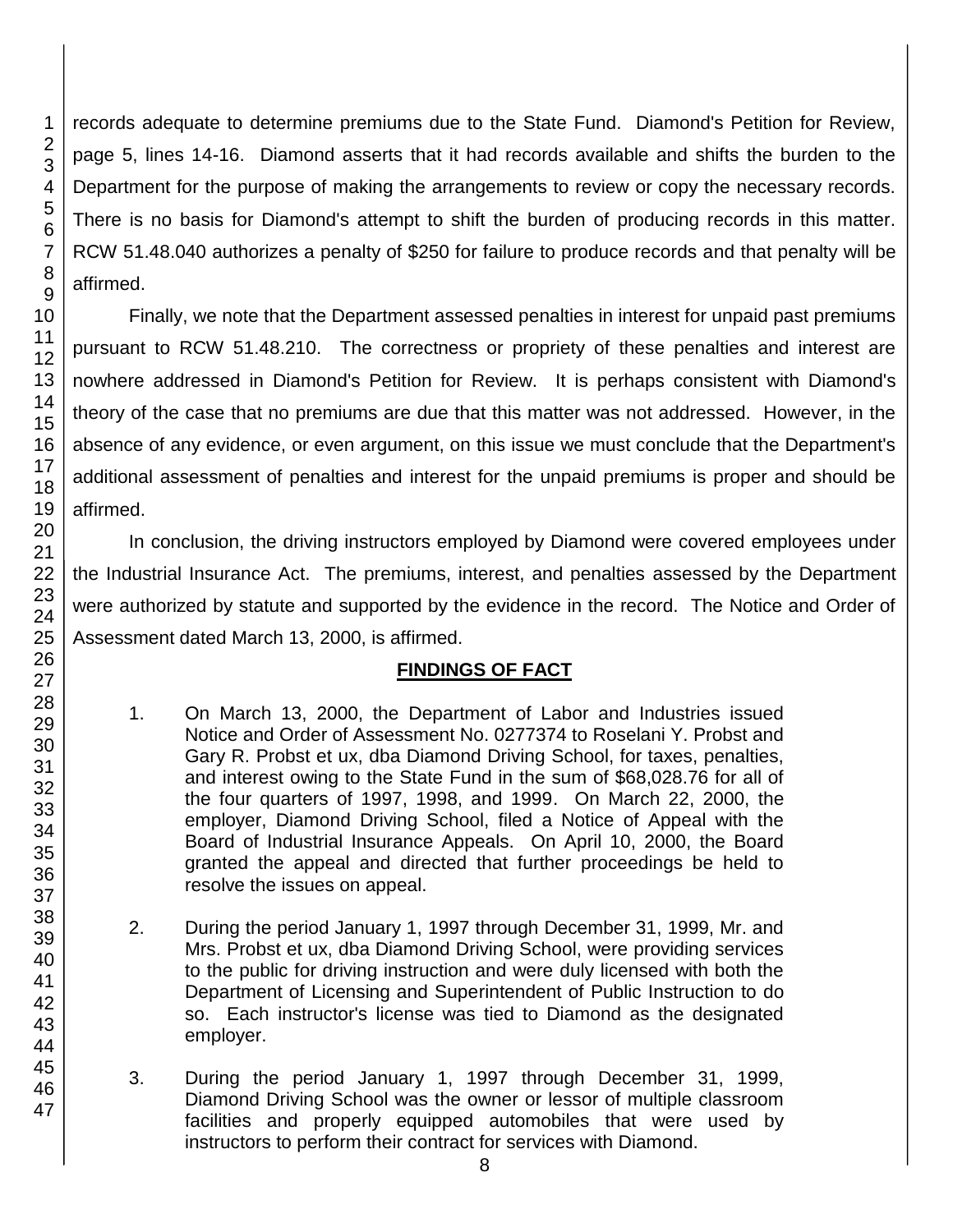records adequate to determine premiums due to the State Fund. Diamond's Petition for Review, page 5, lines 14-16. Diamond asserts that it had records available and shifts the burden to the Department for the purpose of making the arrangements to review or copy the necessary records. There is no basis for Diamond's attempt to shift the burden of producing records in this matter. RCW 51.48.040 authorizes a penalty of $250 for failure to produce records and that penalty will be affirmed.

Finally, we note that the Department assessed penalties in interest for unpaid past premiums pursuant to RCW 51.48.210. The correctness or propriety of these penalties and interest are nowhere addressed in Diamond's Petition for Review. It is perhaps consistent with Diamond's theory of the case that no premiums are due that this matter was not addressed. However, in the absence of any evidence, or even argument, on this issue we must conclude that the Department's additional assessment of penalties and interest for the unpaid premiums is proper and should be affirmed.

In conclusion, the driving instructors employed by Diamond were covered employees under the Industrial Insurance Act. The premiums, interest, and penalties assessed by the Department were authorized by statute and supported by the evidence in the record. The Notice and Order of Assessment dated March 13, 2000, is affirmed.

## FINDINGS OF FACT

1. On March 13, 2000, the Department of Labor and Industries issued Notice and Order of Assessment No. 0277374 to Roselani Y. Probst and Gary R. Probst et ux, dba Diamond Driving School, for taxes, penalties, and interest owing to the State Fund in the sum of $68,028.76 for all of the four quarters of 1997, 1998, and 1999. On March 22, 2000, the employer, Diamond Driving School, filed a Notice of Appeal with the Board of Industrial Insurance Appeals. On April 10, 2000, the Board granted the appeal and directed that further proceedings be held to resolve the issues on appeal.

2. During the period January 1, 1997 through December 31, 1999, Mr. and Mrs. Probst et ux, dba Diamond Driving School, were providing services to the public for driving instruction and were duly licensed with both the Department of Licensing and Superintendent of Public Instruction to do so. Each instructor's license was tied to Diamond as the designated employer.

3. During the period January 1, 1997 through December 31, 1999, Diamond Driving School was the owner or lessor of multiple classroom facilities and properly equipped automobiles that were used by instructors to perform their contract for services with Diamond.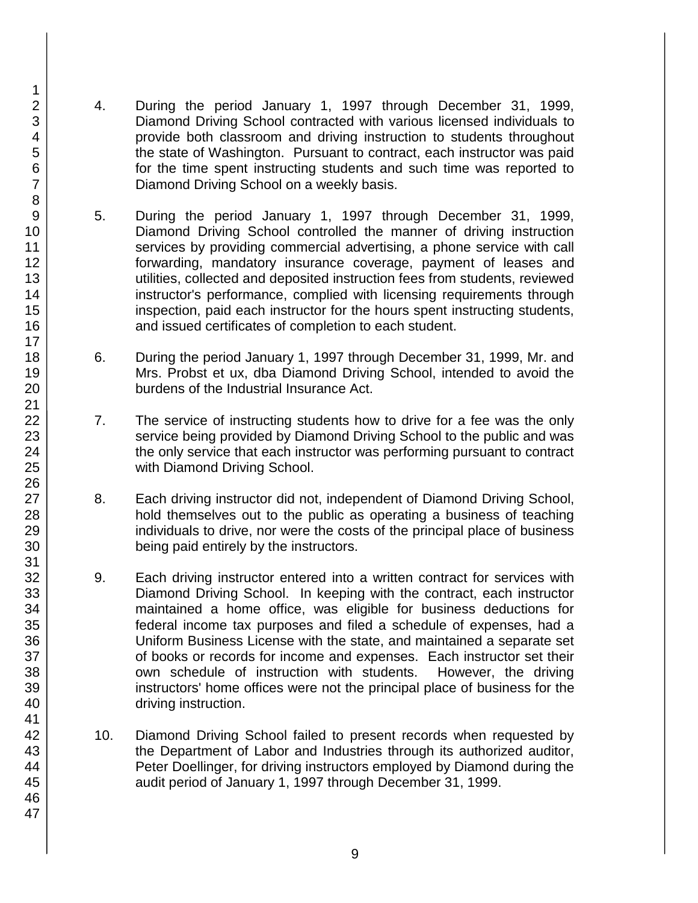4. During the period January 1, 1997 through December 31, 1999, Diamond Driving School contracted with various licensed individuals to provide both classroom and driving instruction to students throughout the state of Washington. Pursuant to contract, each instructor was paid for the time spent instructing students and such time was reported to Diamond Driving School on a weekly basis.

5. During the period January 1, 1997 through December 31, 1999, Diamond Driving School controlled the manner of driving instruction services by providing commercial advertising, a phone service with call forwarding, mandatory insurance coverage, payment of leases and utilities, collected and deposited instruction fees from students, reviewed instructor's performance, complied with licensing requirements through inspection, paid each instructor for the hours spent instructing students, and issued certificates of completion to each student.

6. During the period January 1, 1997 through December 31, 1999, Mr. and Mrs. Probst et ux, dba Diamond Driving School, intended to avoid the burdens of the Industrial Insurance Act.

7. The service of instructing students how to drive for a fee was the only service being provided by Diamond Driving School to the public and was the only service that each instructor was performing pursuant to contract with Diamond Driving School.

8. Each driving instructor did not, independent of Diamond Driving School, hold themselves out to the public as operating a business of teaching individuals to drive, nor were the costs of the principal place of business being paid entirely by the instructors.

9. Each driving instructor entered into a written contract for services with Diamond Driving School. In keeping with the contract, each instructor maintained a home office, was eligible for business deductions for federal income tax purposes and filed a schedule of expenses, had a Uniform Business License with the state, and maintained a separate set of books or records for income and expenses. Each instructor set their own schedule of instruction with students. However, the driving instructors' home offices were not the principal place of business for the driving instruction.

10. Diamond Driving School failed to present records when requested by the Department of Labor and Industries through its authorized auditor, Peter Doellinger, for driving instructors employed by Diamond during the audit period of January 1, 1997 through December 31, 1999.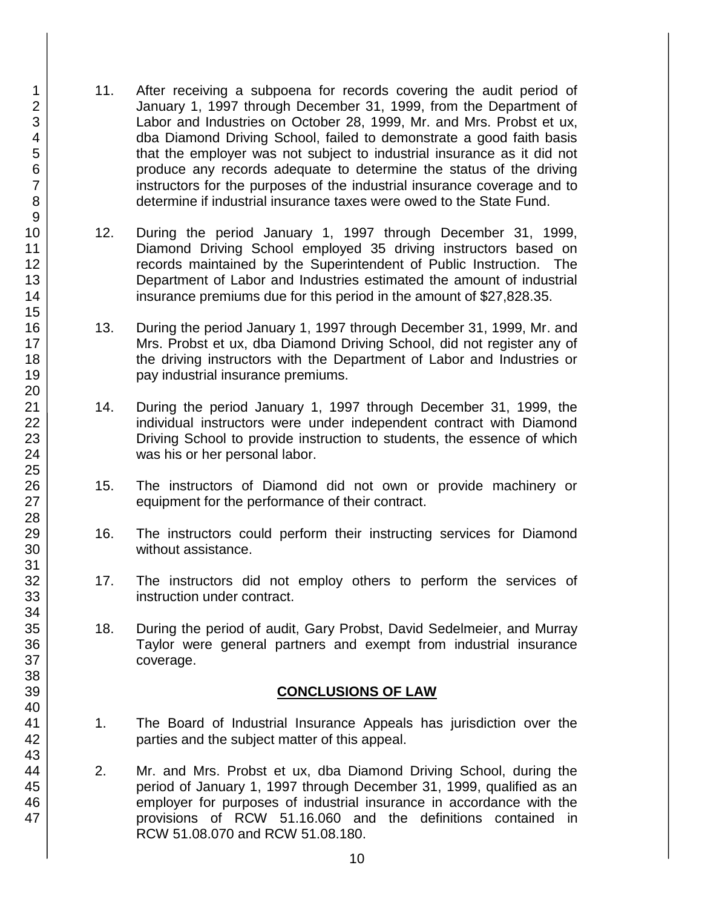11. After receiving a subpoena for records covering the audit period of January 1, 1997 through December 31, 1999, from the Department of Labor and Industries on October 28, 1999, Mr. and Mrs. Probst et ux, dba Diamond Driving School, failed to demonstrate a good faith basis that the employer was not subject to industrial insurance as it did not produce any records adequate to determine the status of the driving instructors for the purposes of the industrial insurance coverage and to determine if industrial insurance taxes were owed to the State Fund.

12. During the period January 1, 1997 through December 31, 1999, Diamond Driving School employed 35 driving instructors based on records maintained by the Superintendent of Public Instruction. The Department of Labor and Industries estimated the amount of industrial insurance premiums due for this period in the amount of $27,828.35.

13. During the period January 1, 1997 through December 31, 1999, Mr. and Mrs. Probst et ux, dba Diamond Driving School, did not register any of the driving instructors with the Department of Labor and Industries or pay industrial insurance premiums.

14. During the period January 1, 1997 through December 31, 1999, the individual instructors were under independent contract with Diamond Driving School to provide instruction to students, the essence of which was his or her personal labor.

15. The instructors of Diamond did not own or provide machinery or equipment for the performance of their contract.

16. The instructors could perform their instructing services for Diamond without assistance.

17. The instructors did not employ others to perform the services of instruction under contract.

18. During the period of audit, Gary Probst, David Sedelmeier, and Murray Taylor were general partners and exempt from industrial insurance coverage.

## CONCLUSIONS OF LAW

1. The Board of Industrial Insurance Appeals has jurisdiction over the parties and the subject matter of this appeal.

2. Mr. and Mrs. Probst et ux, dba Diamond Driving School, during the period of January 1, 1997 through December 31, 1999, qualified as an employer for purposes of industrial insurance in accordance with the provisions of RCW 51.16.060 and the definitions contained in RCW 51.08.070 and RCW 51.08.180.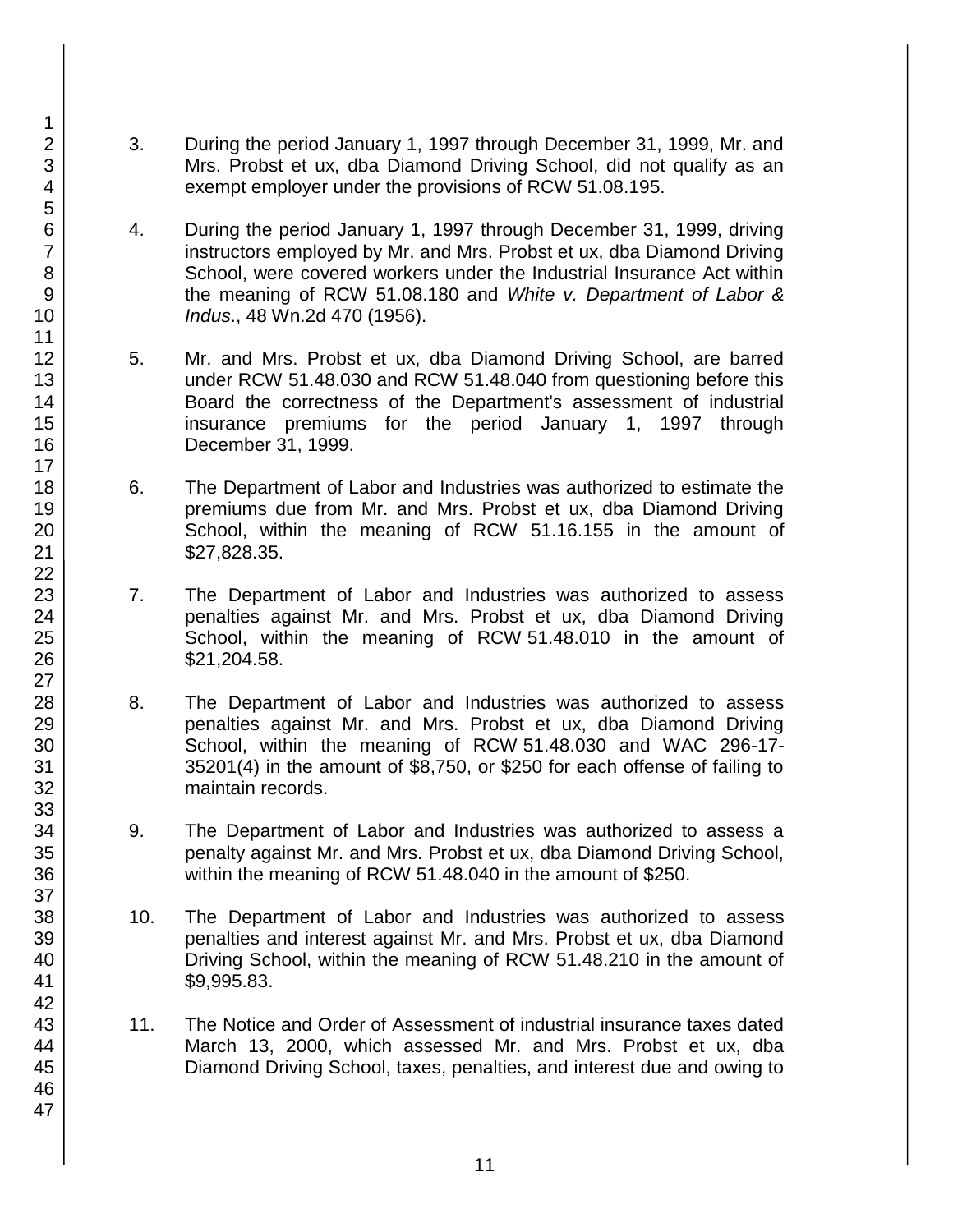3. During the period January 1, 1997 through December 31, 1999, Mr. and Mrs. Probst et ux, dba Diamond Driving School, did not qualify as an exempt employer under the provisions of RCW 51.08.195.

4. During the period January 1, 1997 through December 31, 1999, driving instructors employed by Mr. and Mrs. Probst et ux, dba Diamond Driving School, were covered workers under the Industrial Insurance Act within the meaning of RCW 51.08.180 and *White v. Department of Labor & Indus*., 48 Wn.2d 470 (1956).

5. Mr. and Mrs. Probst et ux, dba Diamond Driving School, are barred under RCW 51.48.030 and RCW 51.48.040 from questioning before this Board the correctness of the Department's assessment of industrial insurance premiums for the period January 1, 1997 through December 31, 1999.

6. The Department of Labor and Industries was authorized to estimate the premiums due from Mr. and Mrs. Probst et ux, dba Diamond Driving School, within the meaning of RCW 51.16.155 in the amount of $27,828.35.

7. The Department of Labor and Industries was authorized to assess penalties against Mr. and Mrs. Probst et ux, dba Diamond Driving School, within the meaning of RCW 51.48.010 in the amount of $21,204.58.

8. The Department of Labor and Industries was authorized to assess penalties against Mr. and Mrs. Probst et ux, dba Diamond Driving School, within the meaning of RCW 51.48.030 and WAC 296-17-35201(4) in the amount of $8,750, or $250 for each offense of failing to maintain records.

9. The Department of Labor and Industries was authorized to assess a penalty against Mr. and Mrs. Probst et ux, dba Diamond Driving School, within the meaning of RCW 51.48.040 in the amount of $250.

10. The Department of Labor and Industries was authorized to assess penalties and interest against Mr. and Mrs. Probst et ux, dba Diamond Driving School, within the meaning of RCW 51.48.210 in the amount of $9,995.83.

11. The Notice and Order of Assessment of industrial insurance taxes dated March 13, 2000, which assessed Mr. and Mrs. Probst et ux, dba Diamond Driving School, taxes, penalties, and interest due and owing to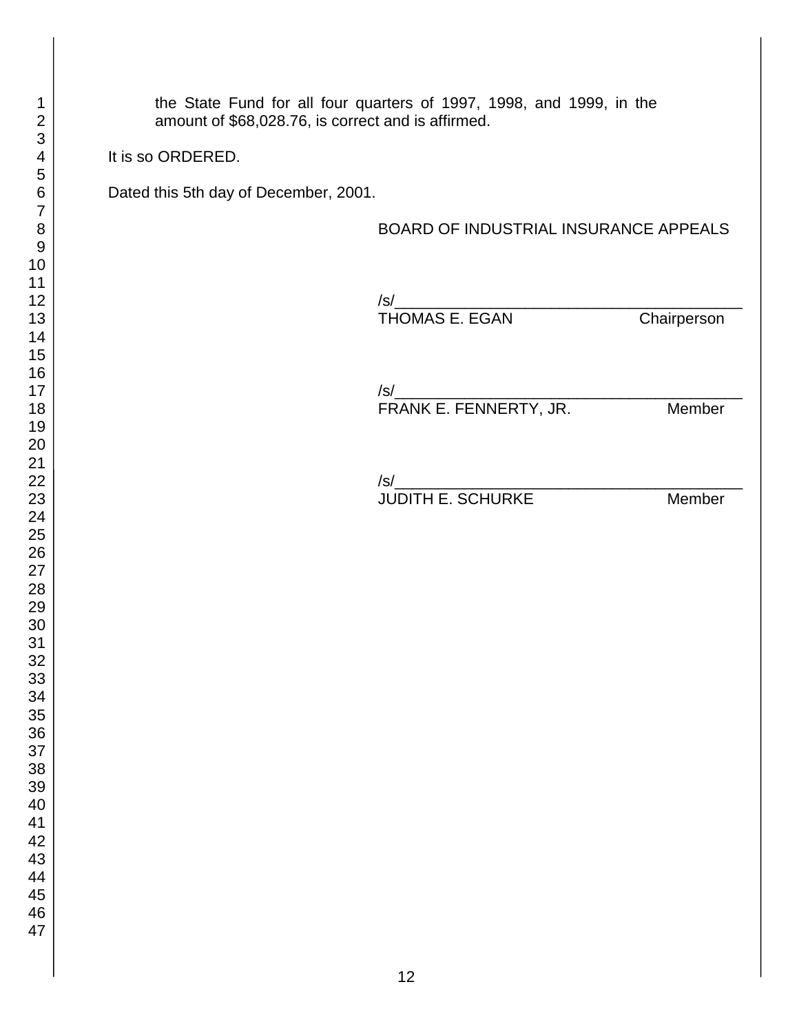the State Fund for all four quarters of 1997, 1998, and 1999, in the amount of $68,028.76, is correct and is affirmed.

It is so ORDERED.

Dated this 5th day of December, 2001.

BOARD OF INDUSTRIAL INSURANCE APPEALS

/s/_________________________________________
THOMAS E. EGAN Chairperson

/s/_________________________________________
FRANK E. FENNERTY, JR. Member

/s/_________________________________________
JUDITH E. SCHURKE Member